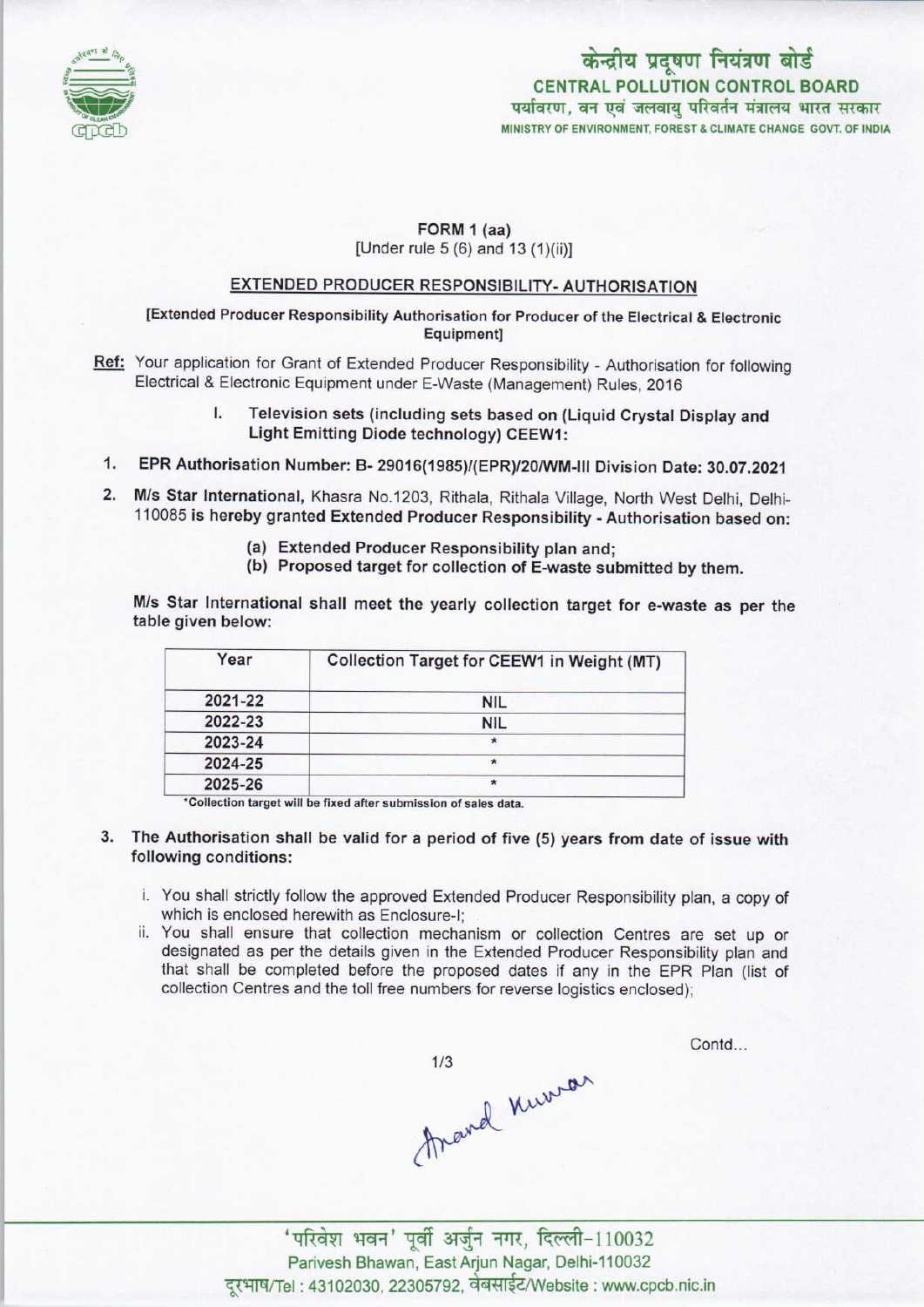केन्द्रीय प्रदूषण नियंत्रण बोर्ड

CENTRAL POLLUTION CONTROL BOARD

पर्यावरण, वन एवं जलवायु परिवर्तन मंत्रालय भारत सरकार

MINISTRY OF ENVIRONMENT, FOREST & CLIMATE CHANGE GOVT. OF INDIA

**FORM 1 (aa)**

[Under rule 5 (6) and 13 (1)(ii)]

**EXTENDED PRODUCER RESPONSIBILITY- AUTHORISATION**

**[Extended Producer Responsibility Authorisation for Producer of the Electrical & Electronic Equipment]**

**Ref:** Your application for Grant of Extended Producer Responsibility - Authorisation for following Electrical & Electronic Equipment under E-Waste (Management) Rules, 2016

I. **Television sets (including sets based on (Liquid Crystal Display and Light Emitting Diode technology) CEEW1:**

1. **EPR Authorisation Number: B- 29016(1985)/(EPR)/20/WM-III Division Date: 30.07.2021**
2. **M/s Star International,** Khasra No.1203, Rithala, Rithala Village, North West Delhi, Delhi-110085 **is hereby granted Extended Producer Responsibility - Authorisation based on:**
   (a) **Extended Producer Responsibility plan and;**
   (b) **Proposed target for collection of E-waste submitted by them.**

M/s Star International shall meet the yearly collection target for e-waste as per the table given below:

| Year | Collection Target for CEEW1 in Weight (MT) |
|---|---|
| 2021-22 | NIL |
| 2022-23 | NIL |
| 2023-24 | * |
| 2024-25 | * |
| 2025-26 | * |

*Collection target will be fixed after submission of sales data.

3. **The Authorisation shall be valid for a period of five (5) years from date of issue with following conditions:**
   i. You shall strictly follow the approved Extended Producer Responsibility plan, a copy of which is enclosed herewith as Enclosure-I;
   ii. You shall ensure that collection mechanism or collection Centres are set up or designated as per the details given in the Extended Producer Responsibility plan and that shall be completed before the proposed dates if any in the EPR Plan (list of collection Centres and the toll free numbers for reverse logistics enclosed);

Contd...

Anand Kumar

'परिवेश भवन' पूर्वी अर्जुन नगर, दिल्ली-110032

Parivesh Bhawan, East Arjun Nagar, Delhi-110032

दूरभाष/Tel : 43102030, 22305792, वेबसाईट/Website : www.cpcb.nic.in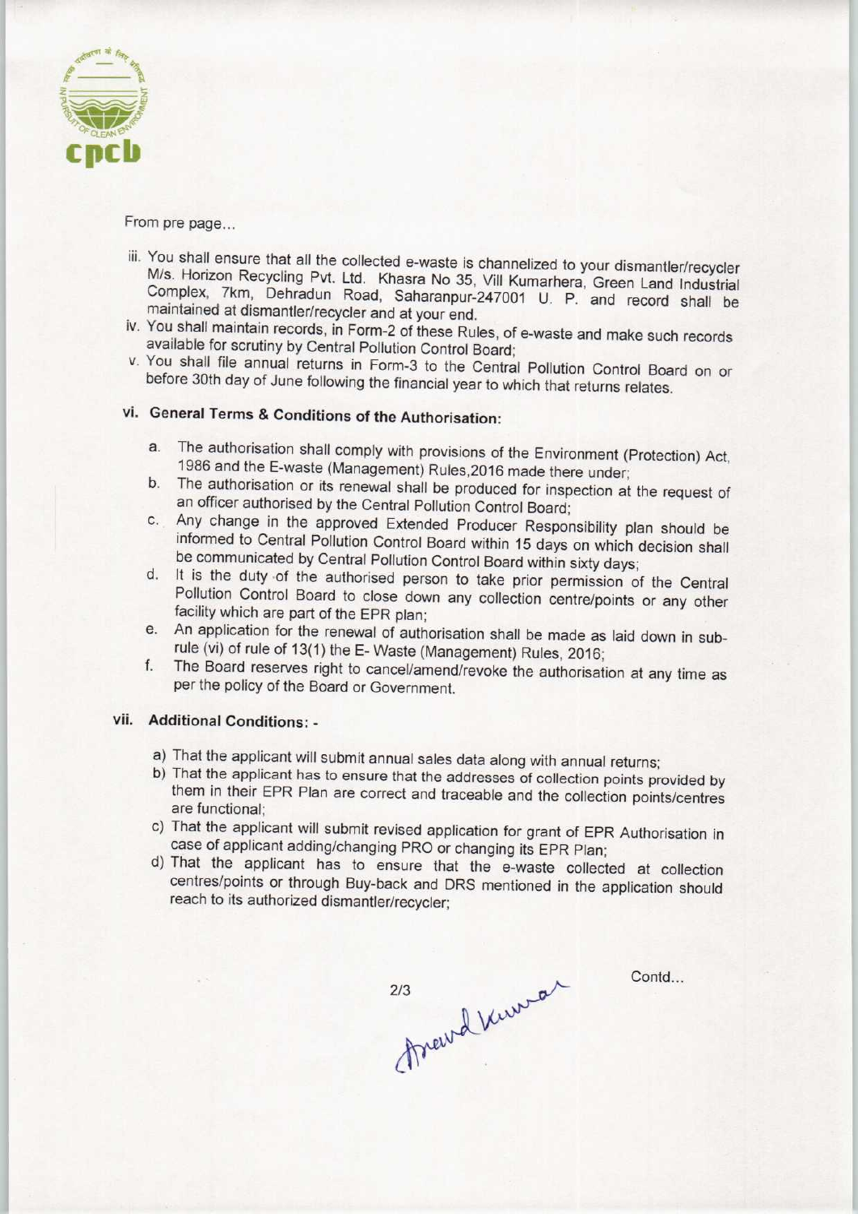From pre page...

iii. You shall ensure that all the collected e-waste is channelized to your dismantler/recycler M/s. Horizon Recycling Pvt. Ltd. Khasra No 35, Vill Kumarhera, Green Land Industrial Complex, 7km, Dehradun Road, Saharanpur-247001 U. P. and record shall be maintained at dismantler/recycler and at your end.

iv. You shall maintain records, in Form-2 of these Rules, of e-waste and make such records available for scrutiny by Central Pollution Control Board;

v. You shall file annual returns in Form-3 to the Central Pollution Control Board on or before 30th day of June following the financial year to which that returns relates.

## vi. General Terms & Conditions of the Authorisation:

a. The authorisation shall comply with provisions of the Environment (Protection) Act, 1986 and the E-waste (Management) Rules,2016 made there under;

b. The authorisation or its renewal shall be produced for inspection at the request of an officer authorised by the Central Pollution Control Board;

c. Any change in the approved Extended Producer Responsibility plan should be informed to Central Pollution Control Board within 15 days on which decision shall be communicated by Central Pollution Control Board within sixty days;

d. It is the duty of the authorised person to take prior permission of the Central Pollution Control Board to close down any collection centre/points or any other facility which are part of the EPR plan;

e. An application for the renewal of authorisation shall be made as laid down in sub-rule (vi) of rule of 13(1) the E- Waste (Management) Rules, 2016;

f. The Board reserves right to cancel/amend/revoke the authorisation at any time as per the policy of the Board or Government.

## vii. Additional Conditions: -

a) That the applicant will submit annual sales data along with annual returns;

b) That the applicant has to ensure that the addresses of collection points provided by them in their EPR Plan are correct and traceable and the collection points/centres are functional;

c) That the applicant will submit revised application for grant of EPR Authorisation in case of applicant adding/changing PRO or changing its EPR Plan;

d) That the applicant has to ensure that the e-waste collected at collection centres/points or through Buy-back and DRS mentioned in the application should reach to its authorized dismantler/recycler;

Contd...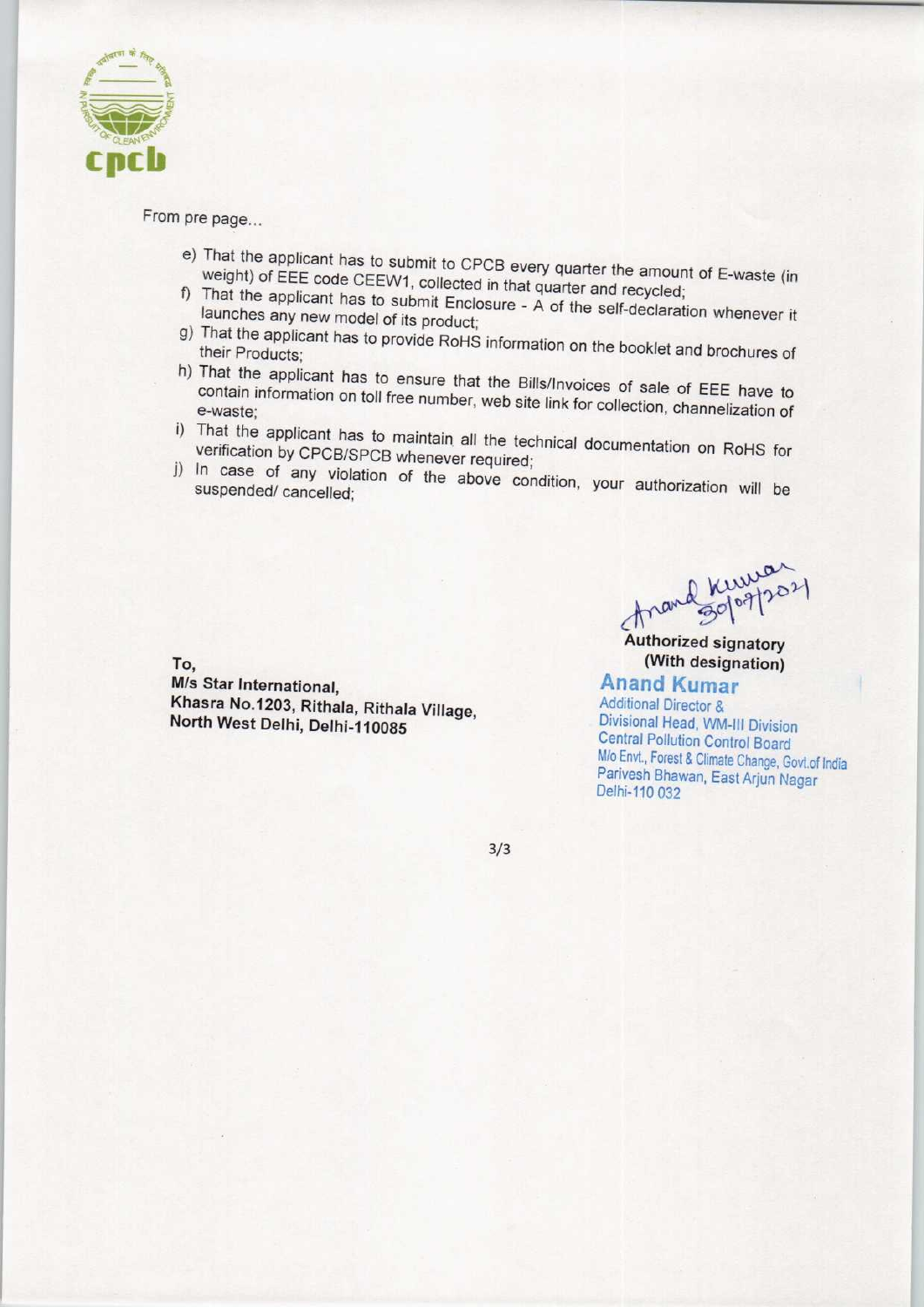From pre page...

e) That the applicant has to submit to CPCB every quarter the amount of E-waste (in weight) of EEE code CEEW1, collected in that quarter and recycled;
f) That the applicant has to submit Enclosure - A of the self-declaration whenever it launches any new model of its product;
g) That the applicant has to provide RoHS information on the booklet and brochures of their Products;
h) That the applicant has to ensure that the Bills/Invoices of sale of EEE have to contain information on toll free number, web site link for collection, channelization of e-waste;
i) That the applicant has to maintain all the technical documentation on RoHS for verification by CPCB/SPCB whenever required;
j) In case of any violation of the above condition, your authorization will be suspended/ cancelled;

Anand Kumar 30/07/2021

**Authorized signatory**
**(With designation)**

**Anand Kumar**
Additional Director &
Divisional Head, WM-III Division
Central Pollution Control Board
M/o Envt., Forest & Climate Change, Govt.of India
Parivesh Bhawan, East Arjun Nagar
Delhi-110 032

To,
**M/s Star International,**
**Khasra No.1203, Rithala, Rithala Village,**
**North West Delhi, Delhi-110085**